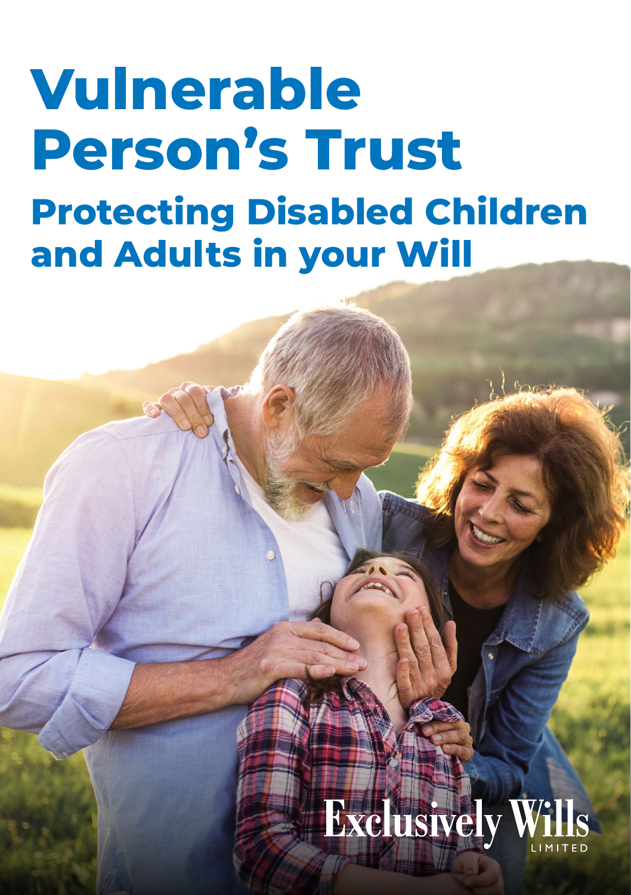# Vulnerable Person's Trust

## Protecting Disabled Children and Adults in your Will

Exclusively Wills LIMITED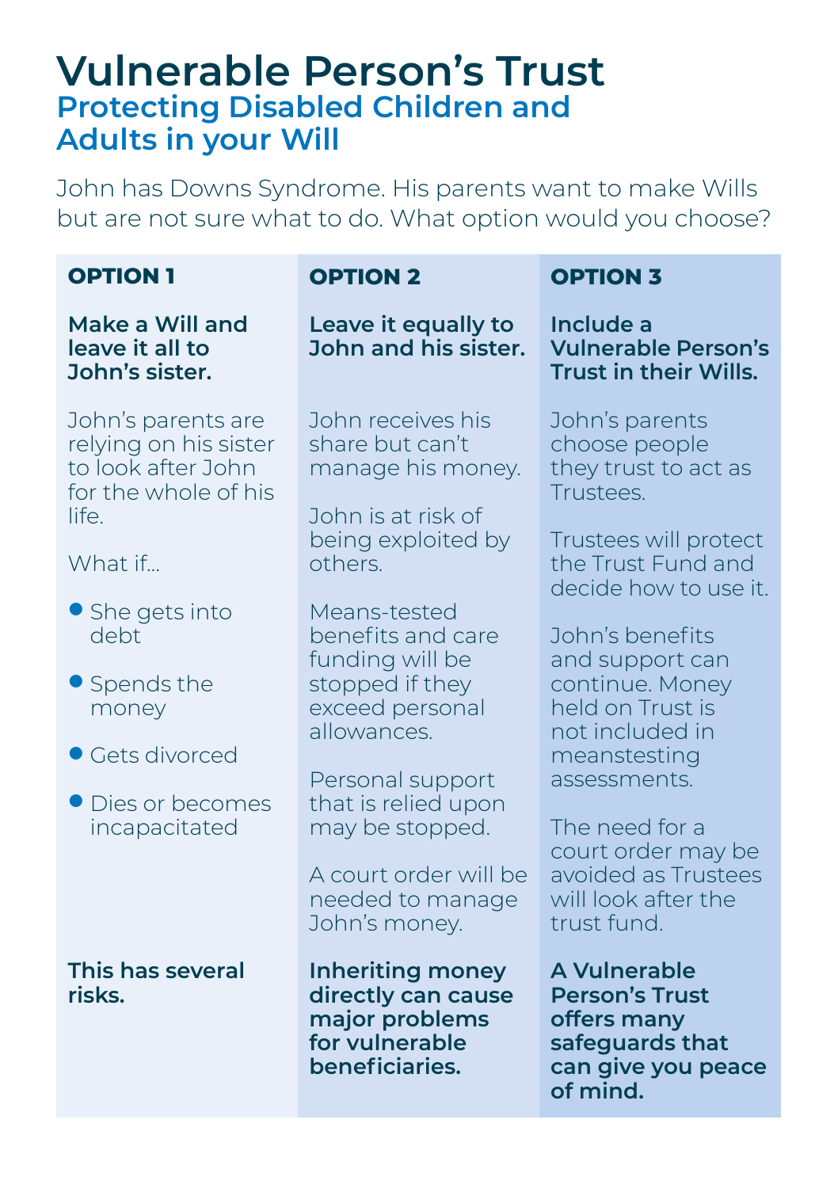# Vulnerable Person's Trust

## Protecting Disabled Children and Adults in your Will

John has Downs Syndrome. His parents want to make Wills but are not sure what to do. What option would you choose?

### OPTION 1

**Make a Will and leave it all to John's sister.**

John's parents are relying on his sister to look after John for the whole of his life.

What if...

- She gets into debt
- Spends the money
- Gets divorced
- Dies or becomes incapacitated

**This has several risks.**

### OPTION 2

**Leave it equally to John and his sister.**

John receives his share but can't manage his money.

John is at risk of being exploited by others.

Means-tested benefits and care funding will be stopped if they exceed personal allowances.

Personal support that is relied upon may be stopped.

A court order will be needed to manage John's money.

**Inheriting money directly can cause major problems for vulnerable beneficiaries.**

### OPTION 3

**Include a Vulnerable Person's Trust in their Wills.**

John's parents choose people they trust to act as Trustees.

Trustees will protect the Trust Fund and decide how to use it.

John's benefits and support can continue. Money held on Trust is not included in meanstesting assessments.

The need for a court order may be avoided as Trustees will look after the trust fund.

**A Vulnerable Person's Trust offers many safeguards that can give you peace of mind.**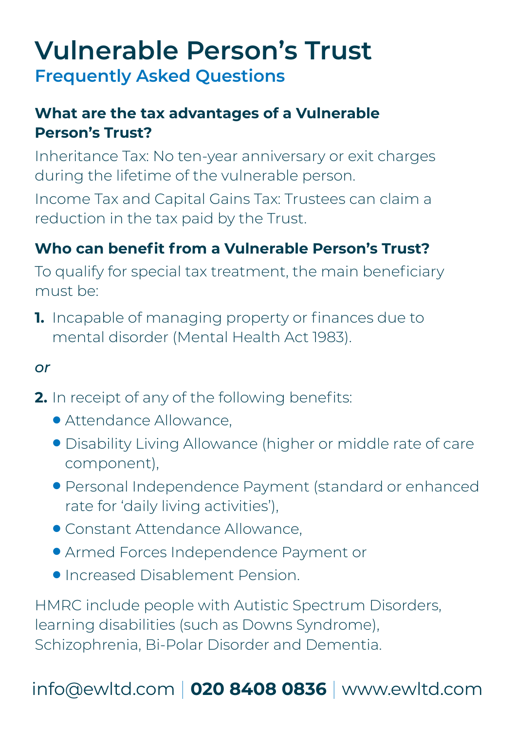# Vulnerable Person's Trust

## Frequently Asked Questions

### What are the tax advantages of a Vulnerable Person's Trust?

Inheritance Tax: No ten-year anniversary or exit charges during the lifetime of the vulnerable person.

Income Tax and Capital Gains Tax: Trustees can claim a reduction in the tax paid by the Trust.

### Who can benefit from a Vulnerable Person's Trust?

To qualify for special tax treatment, the main beneficiary must be:

1. Incapable of managing property or finances due to mental disorder (Mental Health Act 1983).

*or*

2. In receipt of any of the following benefits:
   - Attendance Allowance,
   - Disability Living Allowance (higher or middle rate of care component),
   - Personal Independence Payment (standard or enhanced rate for 'daily living activities'),
   - Constant Attendance Allowance,
   - Armed Forces Independence Payment or
   - Increased Disablement Pension.

HMRC include people with Autistic Spectrum Disorders, learning disabilities (such as Downs Syndrome), Schizophrenia, Bi-Polar Disorder and Dementia.

info@ewltd.com | **020 8408 0836** | www.ewltd.com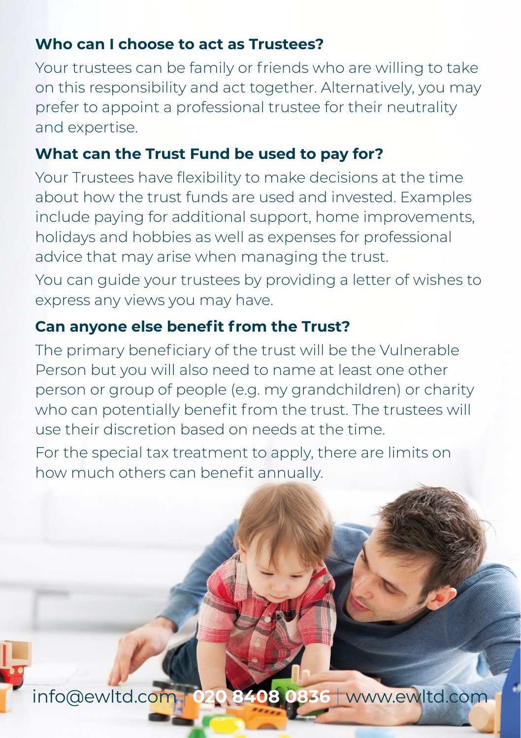### Who can I choose to act as Trustees?

Your trustees can be family or friends who are willing to take on this responsibility and act together. Alternatively, you may prefer to appoint a professional trustee for their neutrality and expertise.

### What can the Trust Fund be used to pay for?

Your Trustees have flexibility to make decisions at the time about how the trust funds are used and invested. Examples include paying for additional support, home improvements, holidays and hobbies as well as expenses for professional advice that may arise when managing the trust.

You can guide your trustees by providing a letter of wishes to express any views you may have.

### Can anyone else benefit from the Trust?

The primary beneficiary of the trust will be the Vulnerable Person but you will also need to name at least one other person or group of people (e.g. my grandchildren) or charity who can potentially benefit from the trust. The trustees will use their discretion based on needs at the time.

For the special tax treatment to apply, there are limits on how much others can benefit annually.

info@ewltd.com | **020 8408 0836** | www.ewltd.com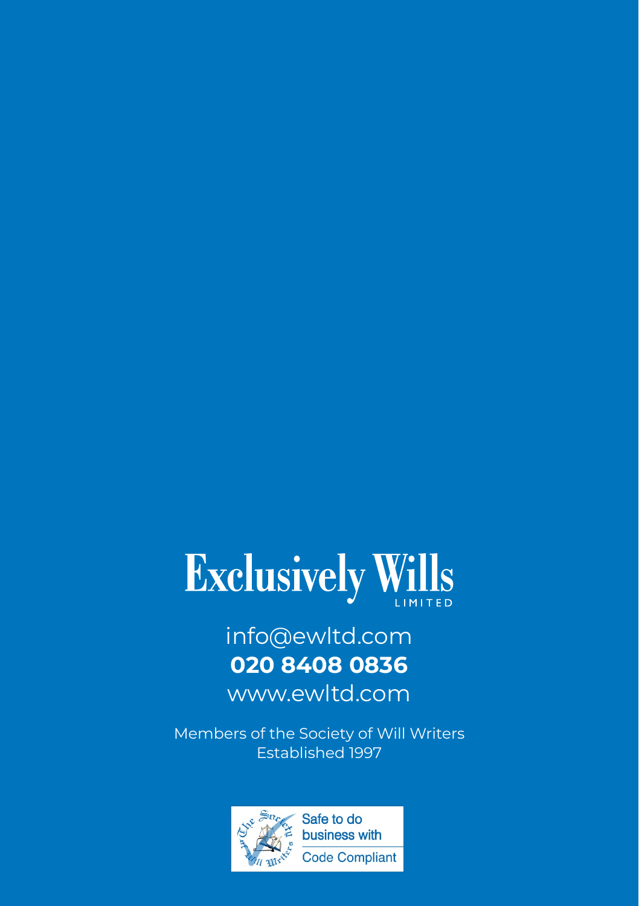# Exclusively Wills
LIMITED

info@ewltd.com
**020 8408 0836**
www.ewltd.com

Members of the Society of Will Writers
Established 1997

Safe to do business with
Code Compliant